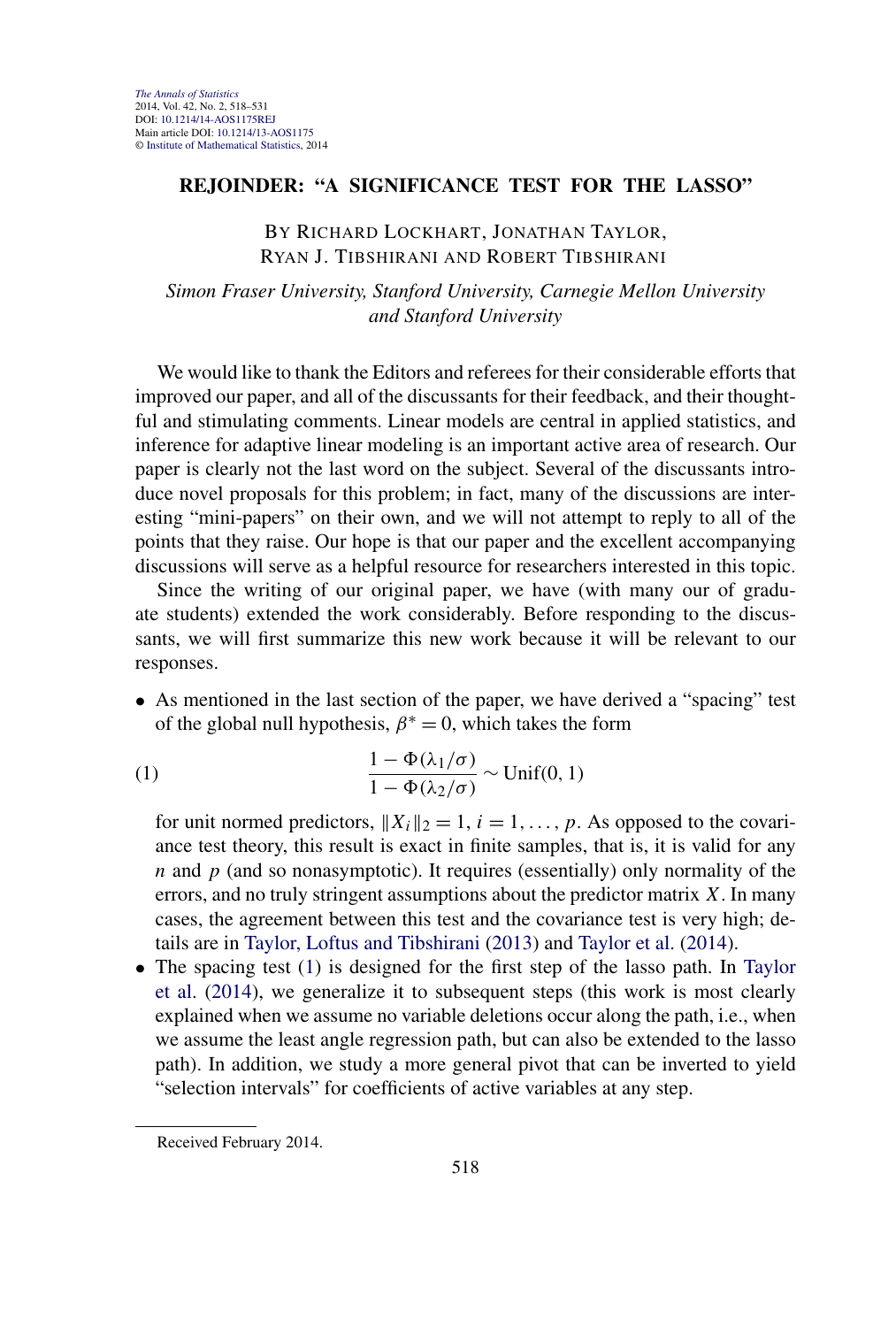# REJOINDER: "A SIGNIFICANCE TEST FOR THE LASSO"

BY RICHARD LOCKHART, JONATHAN TAYLOR,
RYAN J. TIBSHIRANI AND ROBERT TIBSHIRANI

*Simon Fraser University, Stanford University, Carnegie Mellon University and Stanford University*

We would like to thank the Editors and referees for their considerable efforts that improved our paper, and all of the discussants for their feedback, and their thoughtful and stimulating comments. Linear models are central in applied statistics, and inference for adaptive linear modeling is an important active area of research. Our paper is clearly not the last word on the subject. Several of the discussants introduce novel proposals for this problem; in fact, many of the discussions are interesting "mini-papers" on their own, and we will not attempt to reply to all of the points that they raise. Our hope is that our paper and the excellent accompanying discussions will serve as a helpful resource for researchers interested in this topic.

Since the writing of our original paper, we have (with many our of graduate students) extended the work considerably. Before responding to the discussants, we will first summarize this new work because it will be relevant to our responses.

- As mentioned in the last section of the paper, we have derived a "spacing" test of the global null hypothesis, $\beta^* = 0$, which takes the form

$$\frac{1 - \Phi(\lambda_1/\sigma)}{1 - \Phi(\lambda_2/\sigma)} \sim \text{Unif}(0, 1) \tag{1}$$

  for unit normed predictors, $\|X_i\|_2 = 1$, $i = 1, \dots, p$. As opposed to the covariance test theory, this result is exact in finite samples, that is, it is valid for any $n$ and $p$ (and so nonasymptotic). It requires (essentially) only normality of the errors, and no truly stringent assumptions about the predictor matrix $X$. In many cases, the agreement between this test and the covariance test is very high; details are in Taylor, Loftus and Tibshirani (2013) and Taylor et al. (2014).
- The spacing test (1) is designed for the first step of the lasso path. In Taylor et al. (2014), we generalize it to subsequent steps (this work is most clearly explained when we assume no variable deletions occur along the path, i.e., when we assume the least angle regression path, but can also be extended to the lasso path). In addition, we study a more general pivot that can be inverted to yield "selection intervals" for coefficients of active variables at any step.

Received February 2014.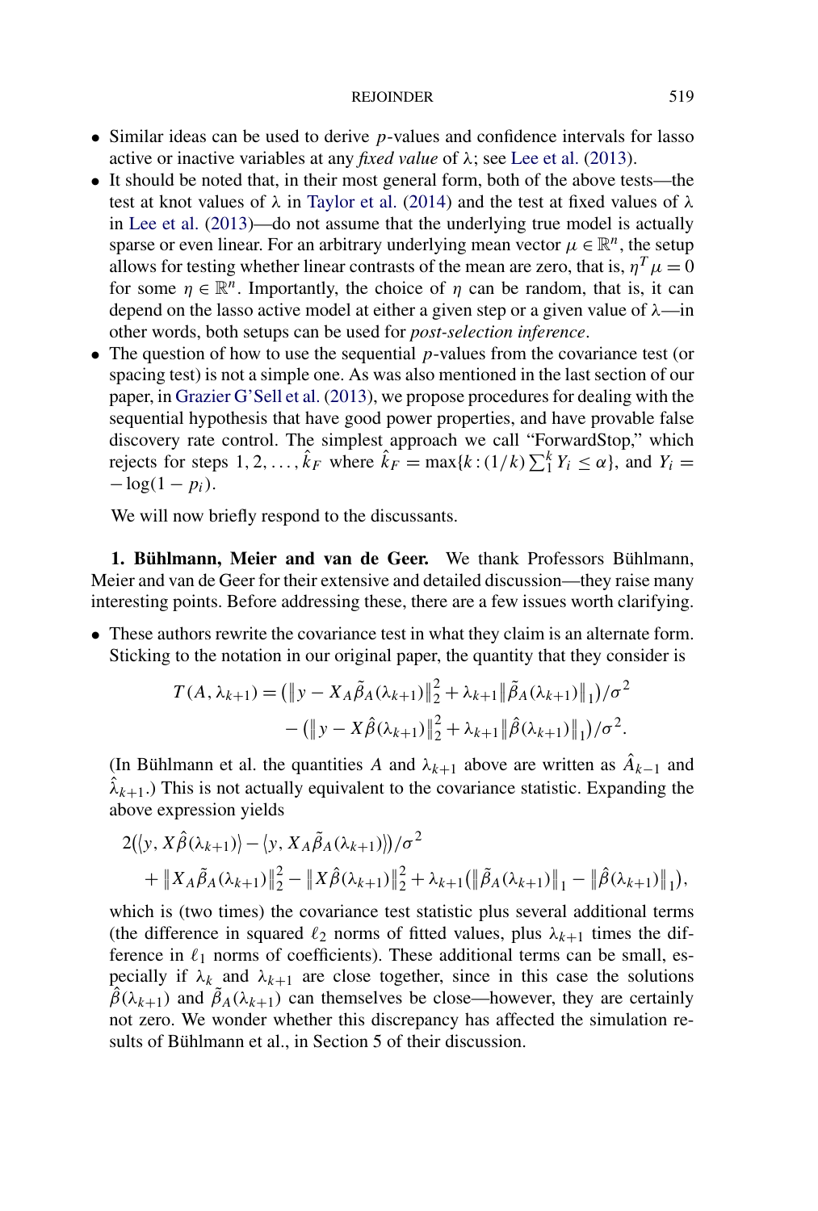- Similar ideas can be used to derive $p$-values and confidence intervals for lasso active or inactive variables at any *fixed value* of $\lambda$; see Lee et al. (2013).
- It should be noted that, in their most general form, both of the above tests—the test at knot values of $\lambda$ in Taylor et al. (2014) and the test at fixed values of $\lambda$ in Lee et al. (2013)—do not assume that the underlying true model is actually sparse or even linear. For an arbitrary underlying mean vector $\mu \in \mathbb{R}^n$, the setup allows for testing whether linear contrasts of the mean are zero, that is, $\eta^T \mu = 0$ for some $\eta \in \mathbb{R}^n$. Importantly, the choice of $\eta$ can be random, that is, it can depend on the lasso active model at either a given step or a given value of $\lambda$—in other words, both setups can be used for *post-selection inference*.
- The question of how to use the sequential $p$-values from the covariance test (or spacing test) is not a simple one. As was also mentioned in the last section of our paper, in Grazier G'Sell et al. (2013), we propose procedures for dealing with the sequential hypothesis that have good power properties, and have provable false discovery rate control. The simplest approach we call "ForwardStop," which rejects for steps $1, 2, \ldots, \hat{k}_F$ where $\hat{k}_F = \max\{k : (1/k)\sum_1^k Y_i \leq \alpha\}$, and $Y_i = -\log(1 - p_i)$.

We will now briefly respond to the discussants.

**1. Bühlmann, Meier and van de Geer.** We thank Professors Bühlmann, Meier and van de Geer for their extensive and detailed discussion—they raise many interesting points. Before addressing these, there are a few issues worth clarifying.

- These authors rewrite the covariance test in what they claim is an alternate form. Sticking to the notation in our original paper, the quantity that they consider is

$$T(A, \lambda_{k+1}) = \left(\|y - X_A \tilde{\beta}_A(\lambda_{k+1})\|_2^2 + \lambda_{k+1} \|\tilde{\beta}_A(\lambda_{k+1})\|_1\right)/\sigma^2 - \left(\|y - X\hat{\beta}(\lambda_{k+1})\|_2^2 + \lambda_{k+1} \|\hat{\beta}(\lambda_{k+1})\|_1\right)/\sigma^2.$$

(In Bühlmann et al. the quantities $A$ and $\lambda_{k+1}$ above are written as $\hat{A}_{k-1}$ and $\hat{\lambda}_{k+1}$.) This is not actually equivalent to the covariance statistic. Expanding the above expression yields

$$2\left(\langle y, X\hat{\beta}(\lambda_{k+1})\rangle - \langle y, X_A \tilde{\beta}_A(\lambda_{k+1})\rangle\right)/\sigma^2 + \|X_A \tilde{\beta}_A(\lambda_{k+1})\|_2^2 - \|X\hat{\beta}(\lambda_{k+1})\|_2^2 + \lambda_{k+1}\left(\|\tilde{\beta}_A(\lambda_{k+1})\|_1 - \|\hat{\beta}(\lambda_{k+1})\|_1\right),$$

which is (two times) the covariance test statistic plus several additional terms (the difference in squared $\ell_2$ norms of fitted values, plus $\lambda_{k+1}$ times the difference in $\ell_1$ norms of coefficients). These additional terms can be small, especially if $\lambda_k$ and $\lambda_{k+1}$ are close together, since in this case the solutions $\hat{\beta}(\lambda_{k+1})$ and $\tilde{\beta}_A(\lambda_{k+1})$ can themselves be close—however, they are certainly not zero. We wonder whether this discrepancy has affected the simulation results of Bühlmann et al., in Section 5 of their discussion.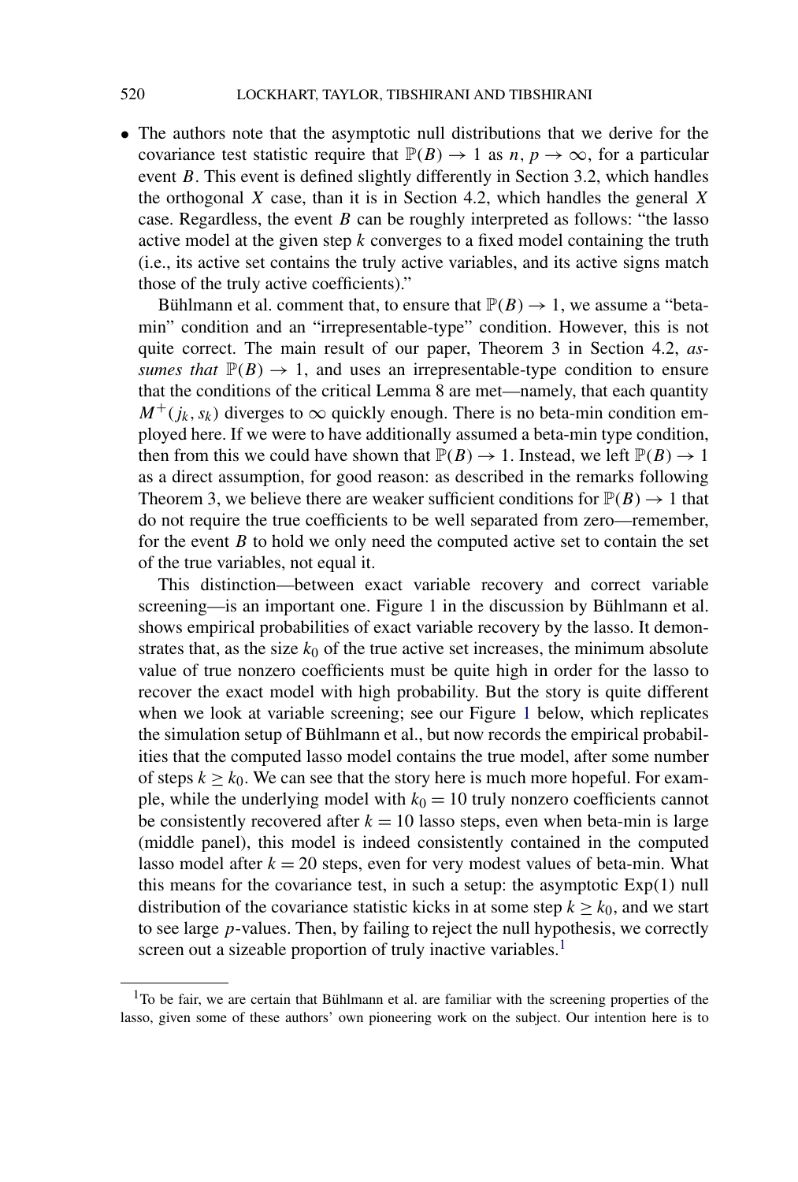- The authors note that the asymptotic null distributions that we derive for the covariance test statistic require that $\mathbb{P}(B) \to 1$ as $n, p \to \infty$, for a particular event $B$. This event is defined slightly differently in Section 3.2, which handles the orthogonal $X$ case, than it is in Section 4.2, which handles the general $X$ case. Regardless, the event $B$ can be roughly interpreted as follows: "the lasso active model at the given step $k$ converges to a fixed model containing the truth (i.e., its active set contains the truly active variables, and its active signs match those of the truly active coefficients)."

  Bühlmann et al. comment that, to ensure that $\mathbb{P}(B) \to 1$, we assume a "beta-min" condition and an "irrepresentable-type" condition. However, this is not quite correct. The main result of our paper, Theorem 3 in Section 4.2, *assumes that* $\mathbb{P}(B) \to 1$, and uses an irrepresentable-type condition to ensure that the conditions of the critical Lemma 8 are met—namely, that each quantity $M^+(j_k, s_k)$ diverges to $\infty$ quickly enough. There is no beta-min condition employed here. If we were to have additionally assumed a beta-min type condition, then from this we could have shown that $\mathbb{P}(B) \to 1$. Instead, we left $\mathbb{P}(B) \to 1$ as a direct assumption, for good reason: as described in the remarks following Theorem 3, we believe there are weaker sufficient conditions for $\mathbb{P}(B) \to 1$ that do not require the true coefficients to be well separated from zero—remember, for the event $B$ to hold we only need the computed active set to contain the set of the true variables, not equal it.

  This distinction—between exact variable recovery and correct variable screening—is an important one. Figure 1 in the discussion by Bühlmann et al. shows empirical probabilities of exact variable recovery by the lasso. It demonstrates that, as the size $k_0$ of the true active set increases, the minimum absolute value of true nonzero coefficients must be quite high in order for the lasso to recover the exact model with high probability. But the story is quite different when we look at variable screening; see our Figure 1 below, which replicates the simulation setup of Bühlmann et al., but now records the empirical probabilities that the computed lasso model contains the true model, after some number of steps $k \geq k_0$. We can see that the story here is much more hopeful. For example, while the underlying model with $k_0 = 10$ truly nonzero coefficients cannot be consistently recovered after $k = 10$ lasso steps, even when beta-min is large (middle panel), this model is indeed consistently contained in the computed lasso model after $k = 20$ steps, even for very modest values of beta-min. What this means for the covariance test, in such a setup: the asymptotic Exp(1) null distribution of the covariance statistic kicks in at some step $k \geq k_0$, and we start to see large $p$-values. Then, by failing to reject the null hypothesis, we correctly screen out a sizeable proportion of truly inactive variables.[1]

[1]To be fair, we are certain that Bühlmann et al. are familiar with the screening properties of the lasso, given some of these authors' own pioneering work on the subject. Our intention here is to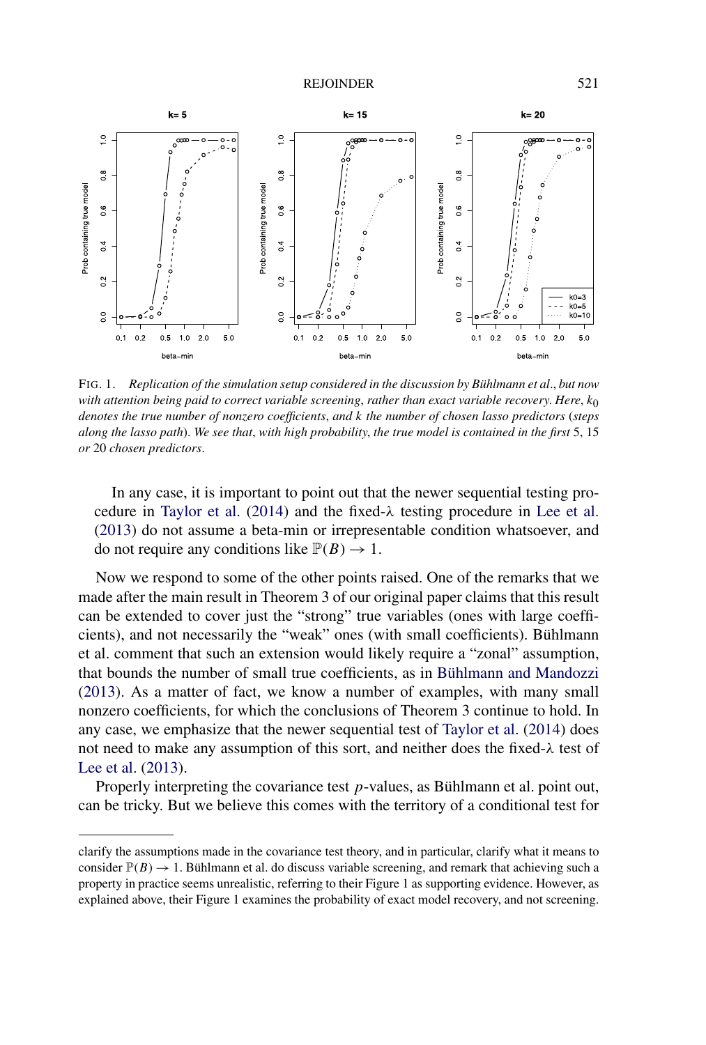FIG. 1. *Replication of the simulation setup considered in the discussion by Bühlmann et al*., *but now with attention being paid to correct variable screening*, *rather than exact variable recovery. Here*, $k_0$ *denotes the true number of nonzero coefficients*, *and* $k$ *the number of chosen lasso predictors* (*steps along the lasso path*). *We see that*, *with high probability*, *the true model is contained in the first* 5, 15 *or* 20 *chosen predictors*.

In any case, it is important to point out that the newer sequential testing procedure in Taylor et al. (2014) and the fixed-$\lambda$ testing procedure in Lee et al. (2013) do not assume a beta-min or irrepresentable condition whatsoever, and do not require any conditions like $\mathbb{P}(B) \to 1$.

Now we respond to some of the other points raised. One of the remarks that we made after the main result in Theorem 3 of our original paper claims that this result can be extended to cover just the "strong" true variables (ones with large coefficients), and not necessarily the "weak" ones (with small coefficients). Bühlmann et al. comment that such an extension would likely require a "zonal" assumption, that bounds the number of small true coefficients, as in Bühlmann and Mandozzi (2013). As a matter of fact, we know a number of examples, with many small nonzero coefficients, for which the conclusions of Theorem 3 continue to hold. In any case, we emphasize that the newer sequential test of Taylor et al. (2014) does not need to make any assumption of this sort, and neither does the fixed-$\lambda$ test of Lee et al. (2013).

Properly interpreting the covariance test $p$-values, as Bühlmann et al. point out, can be tricky. But we believe this comes with the territory of a conditional test for

---

clarify the assumptions made in the covariance test theory, and in particular, clarify what it means to consider $\mathbb{P}(B) \to 1$. Bühlmann et al. do discuss variable screening, and remark that achieving such a property in practice seems unrealistic, referring to their Figure 1 as supporting evidence. However, as explained above, their Figure 1 examines the probability of exact model recovery, and not screening.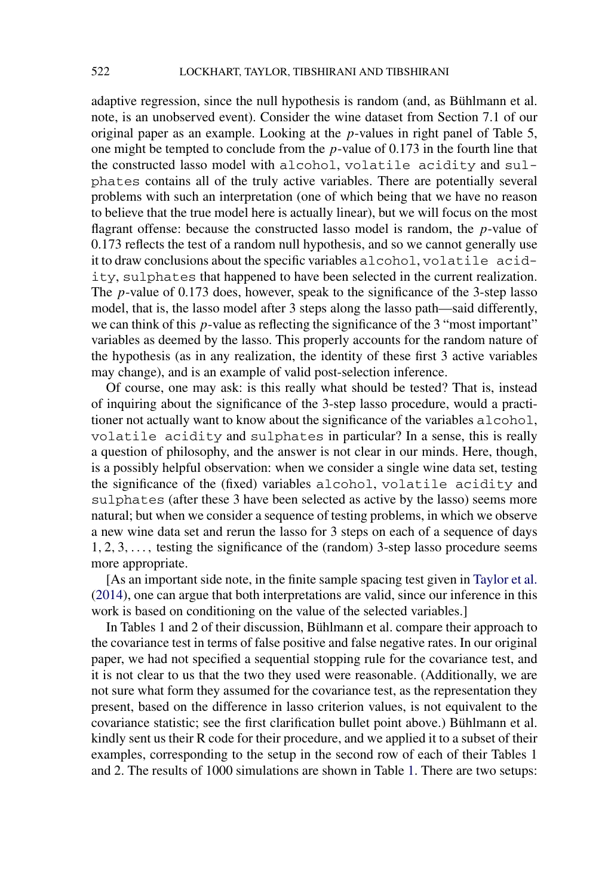adaptive regression, since the null hypothesis is random (and, as Bühlmann et al. note, is an unobserved event). Consider the wine dataset from Section 7.1 of our original paper as an example. Looking at the $p$-values in right panel of Table 5, one might be tempted to conclude from the $p$-value of 0.173 in the fourth line that the constructed lasso model with `alcohol`, `volatile acidity` and `sulphates` contains all of the truly active variables. There are potentially several problems with such an interpretation (one of which being that we have no reason to believe that the true model here is actually linear), but we will focus on the most flagrant offense: because the constructed lasso model is random, the $p$-value of 0.173 reflects the test of a random null hypothesis, and so we cannot generally use it to draw conclusions about the specific variables `alcohol`, `volatile acidity`, `sulphates` that happened to have been selected in the current realization. The $p$-value of 0.173 does, however, speak to the significance of the 3-step lasso model, that is, the lasso model after 3 steps along the lasso path—said differently, we can think of this $p$-value as reflecting the significance of the 3 "most important" variables as deemed by the lasso. This properly accounts for the random nature of the hypothesis (as in any realization, the identity of these first 3 active variables may change), and is an example of valid post-selection inference.

Of course, one may ask: is this really what should be tested? That is, instead of inquiring about the significance of the 3-step lasso procedure, would a practitioner not actually want to know about the significance of the variables `alcohol`, `volatile acidity` and `sulphates` in particular? In a sense, this is really a question of philosophy, and the answer is not clear in our minds. Here, though, is a possibly helpful observation: when we consider a single wine data set, testing the significance of the (fixed) variables `alcohol`, `volatile acidity` and `sulphates` (after these 3 have been selected as active by the lasso) seems more natural; but when we consider a sequence of testing problems, in which we observe a new wine data set and rerun the lasso for 3 steps on each of a sequence of days $1, 2, 3, \ldots,$ testing the significance of the (random) 3-step lasso procedure seems more appropriate.

[As an important side note, in the finite sample spacing test given in Taylor et al. (2014), one can argue that both interpretations are valid, since our inference in this work is based on conditioning on the value of the selected variables.]

In Tables 1 and 2 of their discussion, Bühlmann et al. compare their approach to the covariance test in terms of false positive and false negative rates. In our original paper, we had not specified a sequential stopping rule for the covariance test, and it is not clear to us that the two they used were reasonable. (Additionally, we are not sure what form they assumed for the covariance test, as the representation they present, based on the difference in lasso criterion values, is not equivalent to the covariance statistic; see the first clarification bullet point above.) Bühlmann et al. kindly sent us their R code for their procedure, and we applied it to a subset of their examples, corresponding to the setup in the second row of each of their Tables 1 and 2. The results of 1000 simulations are shown in Table 1. There are two setups: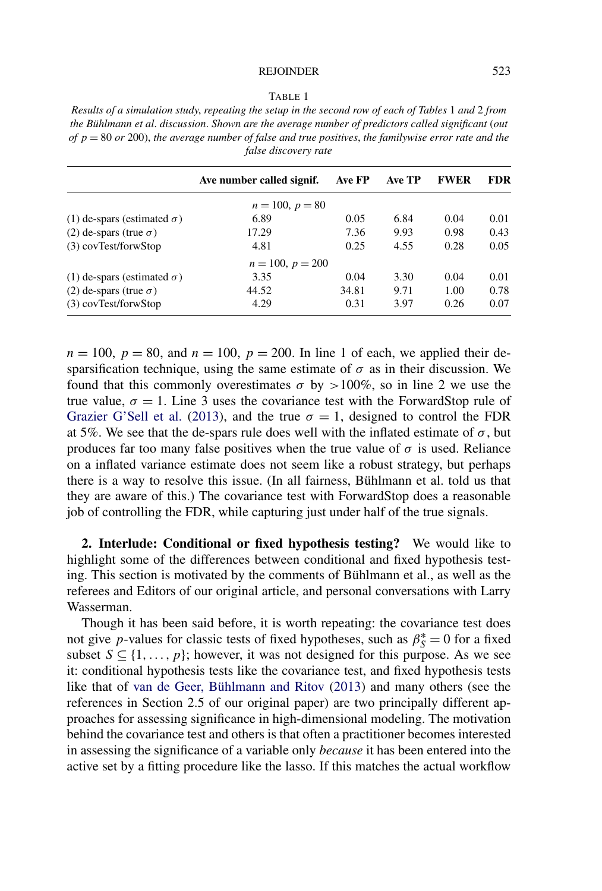TABLE 1

*Results of a simulation study, repeating the setup in the second row of each of Tables 1 and 2 from the Bühlmann et al. discussion. Shown are the average number of predictors called significant (out of $p = 80$ or 200), the average number of false and true positives, the familywise error rate and the false discovery rate*

| | **Ave number called signif.** | **Ave FP** | **Ave TP** | **FWER** | **FDR** |
|---|---|---|---|---|---|
| | $n = 100$, $p = 80$ | | | | |
| (1) de-spars (estimated $\sigma$) | 6.89 | 0.05 | 6.84 | 0.04 | 0.01 |
| (2) de-spars (true $\sigma$) | 17.29 | 7.36 | 9.93 | 0.98 | 0.43 |
| (3) covTest/forwStop | 4.81 | 0.25 | 4.55 | 0.28 | 0.05 |
| | $n = 100$, $p = 200$ | | | | |
| (1) de-spars (estimated $\sigma$) | 3.35 | 0.04 | 3.30 | 0.04 | 0.01 |
| (2) de-spars (true $\sigma$) | 44.52 | 34.81 | 9.71 | 1.00 | 0.78 |
| (3) covTest/forwStop | 4.29 | 0.31 | 3.97 | 0.26 | 0.07 |

$n = 100$, $p = 80$, and $n = 100$, $p = 200$. In line 1 of each, we applied their de-sparsification technique, using the same estimate of $\sigma$ as in their discussion. We found that this commonly overestimates $\sigma$ by $>100\%$, so in line 2 we use the true value, $\sigma = 1$. Line 3 uses the covariance test with the ForwardStop rule of Grazier G'Sell et al. (2013), and the true $\sigma = 1$, designed to control the FDR at 5%. We see that the de-spars rule does well with the inflated estimate of $\sigma$, but produces far too many false positives when the true value of $\sigma$ is used. Reliance on a inflated variance estimate does not seem like a robust strategy, but perhaps there is a way to resolve this issue. (In all fairness, Bühlmann et al. told us that they are aware of this.) The covariance test with ForwardStop does a reasonable job of controlling the FDR, while capturing just under half of the true signals.

**2. Interlude: Conditional or fixed hypothesis testing?** We would like to highlight some of the differences between conditional and fixed hypothesis testing. This section is motivated by the comments of Bühlmann et al., as well as the referees and Editors of our original article, and personal conversations with Larry Wasserman.

Though it has been said before, it is worth repeating: the covariance test does not give $p$-values for classic tests of fixed hypotheses, such as $\beta^*_S = 0$ for a fixed subset $S \subseteq \{1, \dots, p\}$; however, it was not designed for this purpose. As we see it: conditional hypothesis tests like the covariance test, and fixed hypothesis tests like that of van de Geer, Bühlmann and Ritov (2013) and many others (see the references in Section 2.5 of our original paper) are two principally different approaches for assessing significance in high-dimensional modeling. The motivation behind the covariance test and others is that often a practitioner becomes interested in assessing the significance of a variable only *because* it has been entered into the active set by a fitting procedure like the lasso. If this matches the actual workflow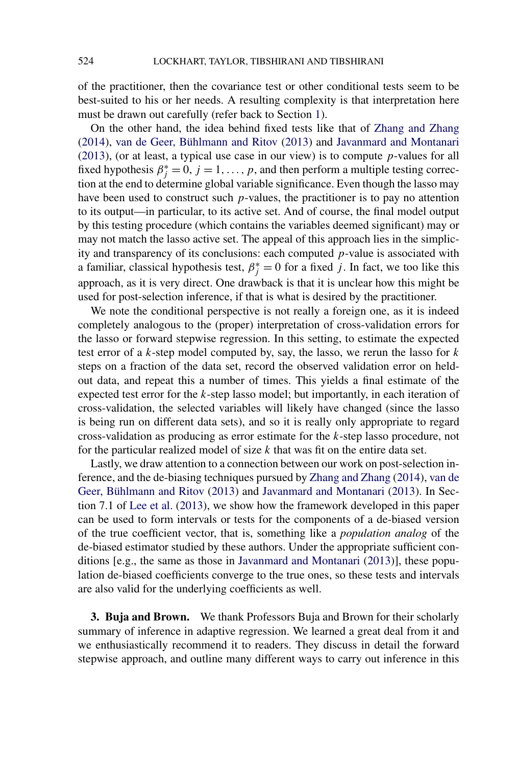of the practitioner, then the covariance test or other conditional tests seem to be best-suited to his or her needs. A resulting complexity is that interpretation here must be drawn out carefully (refer back to Section 1).

On the other hand, the idea behind fixed tests like that of Zhang and Zhang (2014), van de Geer, Bühlmann and Ritov (2013) and Javanmard and Montanari (2013), (or at least, a typical use case in our view) is to compute $p$-values for all fixed hypothesis $\beta_j^* = 0$, $j = 1, \dots, p$, and then perform a multiple testing correction at the end to determine global variable significance. Even though the lasso may have been used to construct such $p$-values, the practitioner is to pay no attention to its output—in particular, to its active set. And of course, the final model output by this testing procedure (which contains the variables deemed significant) may or may not match the lasso active set. The appeal of this approach lies in the simplicity and transparency of its conclusions: each computed $p$-value is associated with a familiar, classical hypothesis test, $\beta_j^* = 0$ for a fixed $j$. In fact, we too like this approach, as it is very direct. One drawback is that it is unclear how this might be used for post-selection inference, if that is what is desired by the practitioner.

We note the conditional perspective is not really a foreign one, as it is indeed completely analogous to the (proper) interpretation of cross-validation errors for the lasso or forward stepwise regression. In this setting, to estimate the expected test error of a $k$-step model computed by, say, the lasso, we rerun the lasso for $k$ steps on a fraction of the data set, record the observed validation error on held-out data, and repeat this a number of times. This yields a final estimate of the expected test error for the $k$-step lasso model; but importantly, in each iteration of cross-validation, the selected variables will likely have changed (since the lasso is being run on different data sets), and so it is really only appropriate to regard cross-validation as producing as error estimate for the $k$-step lasso procedure, not for the particular realized model of size $k$ that was fit on the entire data set.

Lastly, we draw attention to a connection between our work on post-selection inference, and the de-biasing techniques pursued by Zhang and Zhang (2014), van de Geer, Bühlmann and Ritov (2013) and Javanmard and Montanari (2013). In Section 7.1 of Lee et al. (2013), we show how the framework developed in this paper can be used to form intervals or tests for the components of a de-biased version of the true coefficient vector, that is, something like a *population analog* of the de-biased estimator studied by these authors. Under the appropriate sufficient conditions [e.g., the same as those in Javanmard and Montanari (2013)], these population de-biased coefficients converge to the true ones, so these tests and intervals are also valid for the underlying coefficients as well.

**3. Buja and Brown.** We thank Professors Buja and Brown for their scholarly summary of inference in adaptive regression. We learned a great deal from it and we enthusiastically recommend it to readers. They discuss in detail the forward stepwise approach, and outline many different ways to carry out inference in this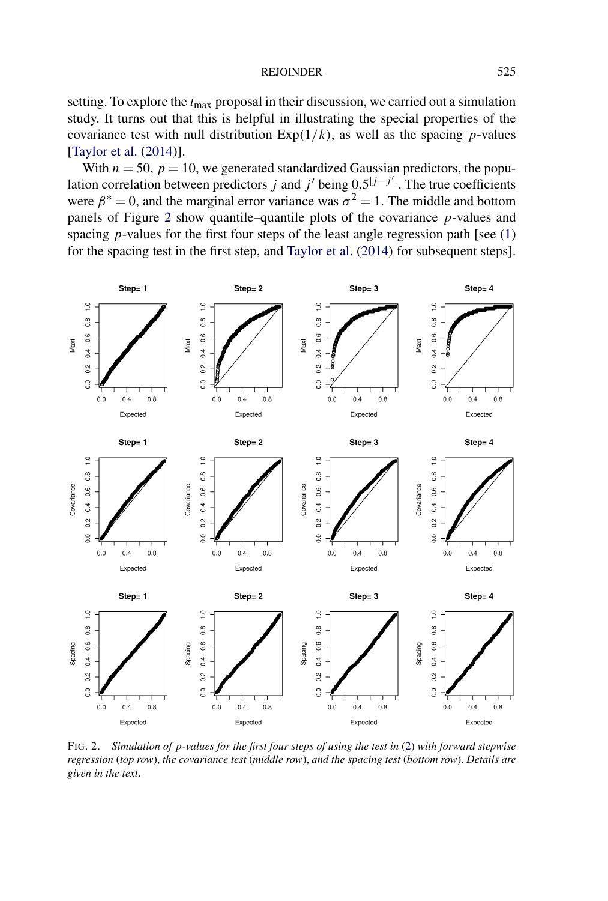setting. To explore the $t_{\max}$ proposal in their discussion, we carried out a simulation study. It turns out that this is helpful in illustrating the special properties of the covariance test with null distribution $\text{Exp}(1/k)$, as well as the spacing $p$-values [Taylor et al. (2014)].

With $n = 50$, $p = 10$, we generated standardized Gaussian predictors, the population correlation between predictors $j$ and $j'$ being $0.5^{|j-j'|}$. The true coefficients were $\beta^* = 0$, and the marginal error variance was $\sigma^2 = 1$. The middle and bottom panels of Figure 2 show quantile–quantile plots of the covariance $p$-values and spacing $p$-values for the first four steps of the least angle regression path [see (1) for the spacing test in the first step, and Taylor et al. (2014) for subsequent steps].

FIG. 2. *Simulation of $p$-values for the first four steps of using the test in* (2) *with forward stepwise regression* (*top row*), *the covariance test* (*middle row*), *and the spacing test* (*bottom row*). *Details are given in the text*.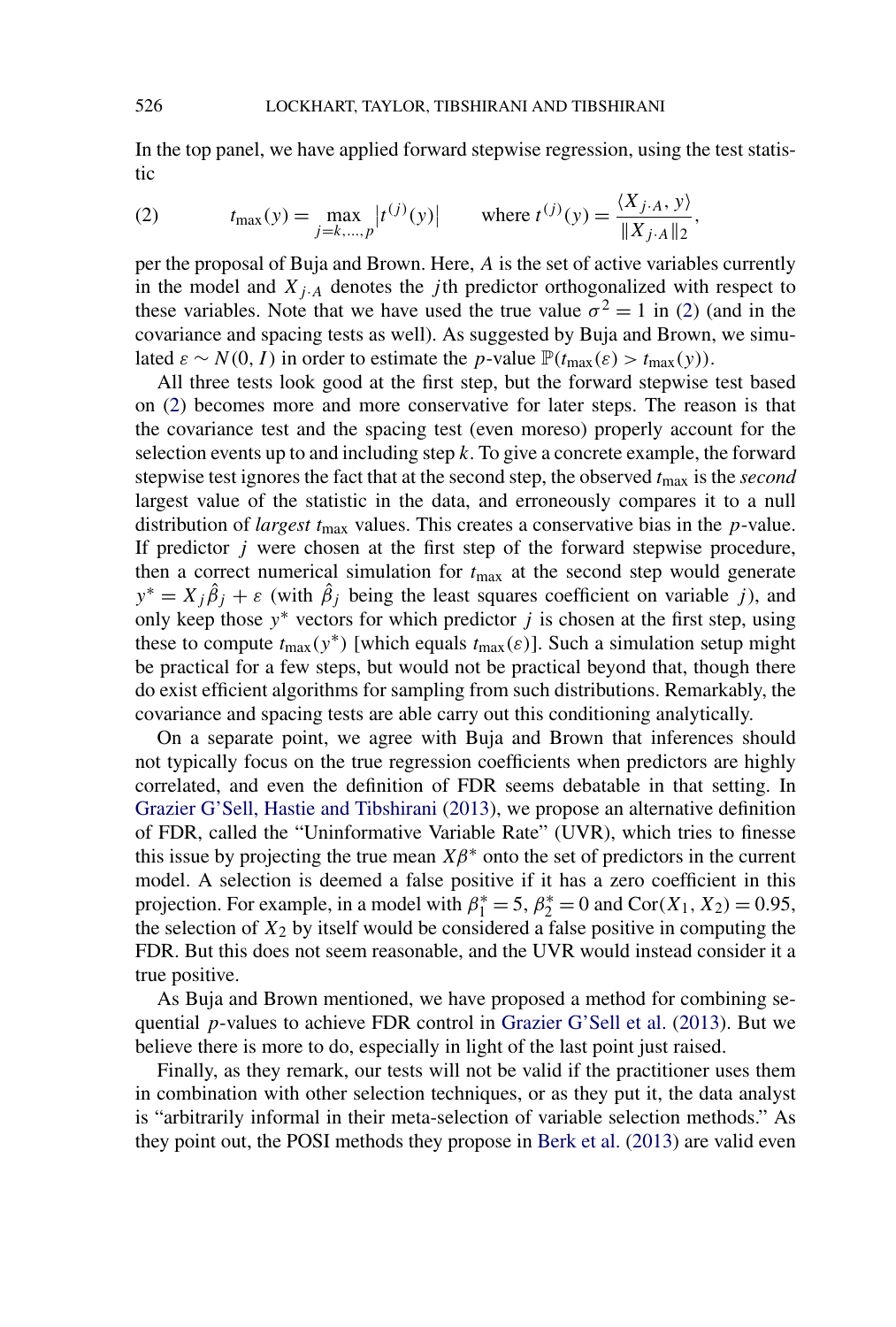In the top panel, we have applied forward stepwise regression, using the test statistic

$$t_{\max}(y) = \max_{j=k,\dots,p} \left| t^{(j)}(y) \right| \qquad \text{where } t^{(j)}(y) = \frac{\langle X_{j \cdot A}, y \rangle}{\|X_{j \cdot A}\|_2}, \tag{2}$$

per the proposal of Buja and Brown. Here, $A$ is the set of active variables currently in the model and $X_{j \cdot A}$ denotes the $j$th predictor orthogonalized with respect to these variables. Note that we have used the true value $\sigma^2 = 1$ in (2) (and in the covariance and spacing tests as well). As suggested by Buja and Brown, we simulated $\varepsilon \sim N(0, I)$ in order to estimate the $p$-value $\mathbb{P}(t_{\max}(\varepsilon) > t_{\max}(y))$.

All three tests look good at the first step, but the forward stepwise test based on (2) becomes more and more conservative for later steps. The reason is that the covariance test and the spacing test (even moreso) properly account for the selection events up to and including step $k$. To give a concrete example, the forward stepwise test ignores the fact that at the second step, the observed $t_{\max}$ is the *second* largest value of the statistic in the data, and erroneously compares it to a null distribution of *largest* $t_{\max}$ values. This creates a conservative bias in the $p$-value. If predictor $j$ were chosen at the first step of the forward stepwise procedure, then a correct numerical simulation for $t_{\max}$ at the second step would generate $y^* = X_j \hat{\beta}_j + \varepsilon$ (with $\hat{\beta}_j$ being the least squares coefficient on variable $j$), and only keep those $y^*$ vectors for which predictor $j$ is chosen at the first step, using these to compute $t_{\max}(y^*)$ [which equals $t_{\max}(\varepsilon)$]. Such a simulation setup might be practical for a few steps, but would not be practical beyond that, though there do exist efficient algorithms for sampling from such distributions. Remarkably, the covariance and spacing tests are able carry out this conditioning analytically.

On a separate point, we agree with Buja and Brown that inferences should not typically focus on the true regression coefficients when predictors are highly correlated, and even the definition of FDR seems debatable in that setting. In Grazier G'Sell, Hastie and Tibshirani (2013), we propose an alternative definition of FDR, called the "Uninformative Variable Rate" (UVR), which tries to finesse this issue by projecting the true mean $X\beta^*$ onto the set of predictors in the current model. A selection is deemed a false positive if it has a zero coefficient in this projection. For example, in a model with $\beta_1^* = 5$, $\beta_2^* = 0$ and $\text{Cor}(X_1, X_2) = 0.95$, the selection of $X_2$ by itself would be considered a false positive in computing the FDR. But this does not seem reasonable, and the UVR would instead consider it a true positive.

As Buja and Brown mentioned, we have proposed a method for combining sequential $p$-values to achieve FDR control in Grazier G'Sell et al. (2013). But we believe there is more to do, especially in light of the last point just raised.

Finally, as they remark, our tests will not be valid if the practitioner uses them in combination with other selection techniques, or as they put it, the data analyst is "arbitrarily informal in their meta-selection of variable selection methods." As they point out, the POSI methods they propose in Berk et al. (2013) are valid even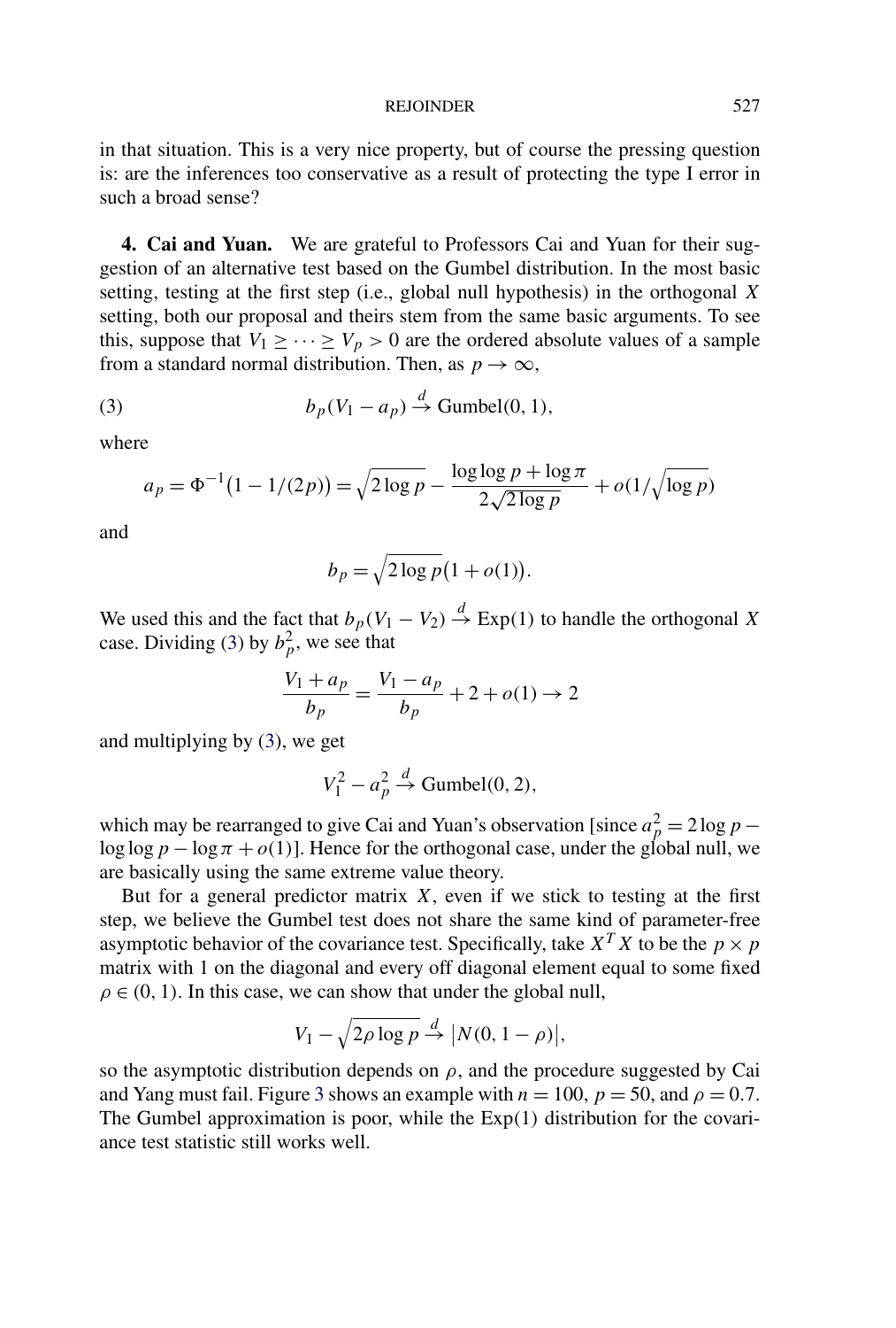in that situation. This is a very nice property, but of course the pressing question is: are the inferences too conservative as a result of protecting the type I error in such a broad sense?

**4. Cai and Yuan.** We are grateful to Professors Cai and Yuan for their suggestion of an alternative test based on the Gumbel distribution. In the most basic setting, testing at the first step (i.e., global null hypothesis) in the orthogonal $X$ setting, both our proposal and theirs stem from the same basic arguments. To see this, suppose that $V_1 \geq \cdots \geq V_p > 0$ are the ordered absolute values of a sample from a standard normal distribution. Then, as $p \to \infty$,

$$b_p(V_1 - a_p) \xrightarrow{d} \text{Gumbel}(0, 1), \tag{3}$$

where

$$a_p = \Phi^{-1}\big(1 - 1/(2p)\big) = \sqrt{2 \log p} - \frac{\log \log p + \log \pi}{2\sqrt{2 \log p}} + o(1/\sqrt{\log p})$$

and

$$b_p = \sqrt{2 \log p}\big(1 + o(1)\big).$$

We used this and the fact that $b_p(V_1 - V_2) \xrightarrow{d} \text{Exp}(1)$ to handle the orthogonal $X$ case. Dividing (3) by $b_p^2$, we see that

$$\frac{V_1 + a_p}{b_p} = \frac{V_1 - a_p}{b_p} + 2 + o(1) \to 2$$

and multiplying by (3), we get

$$V_1^2 - a_p^2 \xrightarrow{d} \text{Gumbel}(0, 2),$$

which may be rearranged to give Cai and Yuan's observation [since $a_p^2 = 2 \log p - \log \log p - \log \pi + o(1)$]. Hence for the orthogonal case, under the global null, we are basically using the same extreme value theory.

But for a general predictor matrix $X$, even if we stick to testing at the first step, we believe the Gumbel test does not share the same kind of parameter-free asymptotic behavior of the covariance test. Specifically, take $X^T X$ to be the $p \times p$ matrix with 1 on the diagonal and every off diagonal element equal to some fixed $\rho \in (0, 1)$. In this case, we can show that under the global null,

$$V_1 - \sqrt{2\rho \log p} \xrightarrow{d} \big|N(0, 1 - \rho)\big|,$$

so the asymptotic distribution depends on $\rho$, and the procedure suggested by Cai and Yang must fail. Figure 3 shows an example with $n = 100$, $p = 50$, and $\rho = 0.7$. The Gumbel approximation is poor, while the Exp(1) distribution for the covariance test statistic still works well.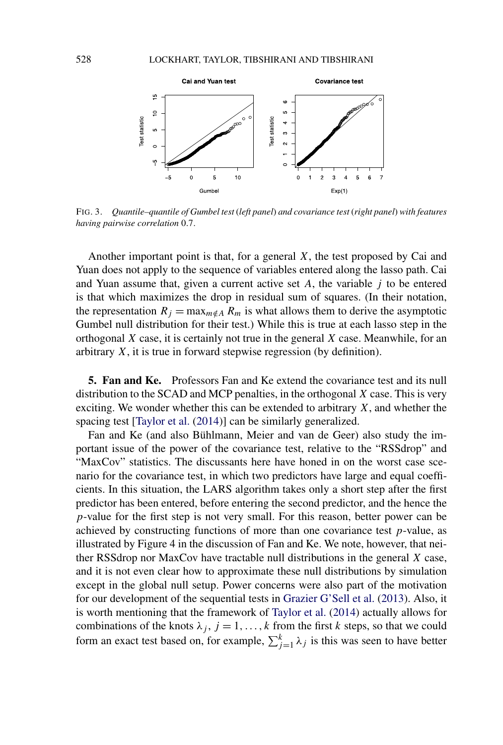Cai and Yuan test

Test statistic

-5
0
5
10
15

-5
0
5
10

Gumbel

Covariance test

Test statistic

0
1
2
3
4
5
6

0
1
2
3
4
5
6
7

Exp(1)

FIG. 3. *Quantile–quantile of Gumbel test* (*left panel*) *and covariance test* (*right panel*) *with features having pairwise correlation* 0.7.

Another important point is that, for a general $X$, the test proposed by Cai and Yuan does not apply to the sequence of variables entered along the lasso path. Cai and Yuan assume that, given a current active set $A$, the variable $j$ to be entered is that which maximizes the drop in residual sum of squares. (In their notation, the representation $R_j = \max_{m \notin A} R_m$ is what allows them to derive the asymptotic Gumbel null distribution for their test.) While this is true at each lasso step in the orthogonal $X$ case, it is certainly not true in the general $X$ case. Meanwhile, for an arbitrary $X$, it is true in forward stepwise regression (by definition).

**5. Fan and Ke.** Professors Fan and Ke extend the covariance test and its null distribution to the SCAD and MCP penalties, in the orthogonal $X$ case. This is very exciting. We wonder whether this can be extended to arbitrary $X$, and whether the spacing test [Taylor et al. (2014)] can be similarly generalized.

Fan and Ke (and also Bühlmann, Meier and van de Geer) also study the important issue of the power of the covariance test, relative to the "RSSdrop" and "MaxCov" statistics. The discussants here have honed in on the worst case scenario for the covariance test, in which two predictors have large and equal coefficients. In this situation, the LARS algorithm takes only a short step after the first predictor has been entered, before entering the second predictor, and the hence the $p$-value for the first step is not very small. For this reason, better power can be achieved by constructing functions of more than one covariance test $p$-value, as illustrated by Figure 4 in the discussion of Fan and Ke. We note, however, that neither RSSdrop nor MaxCov have tractable null distributions in the general $X$ case, and it is not even clear how to approximate these null distributions by simulation except in the global null setup. Power concerns were also part of the motivation for our development of the sequential tests in Grazier G'Sell et al. (2013). Also, it is worth mentioning that the framework of Taylor et al. (2014) actually allows for combinations of the knots $\lambda_j$, $j = 1, \dots, k$ from the first $k$ steps, so that we could form an exact test based on, for example, $\sum_{j=1}^{k} \lambda_j$ is this was seen to have better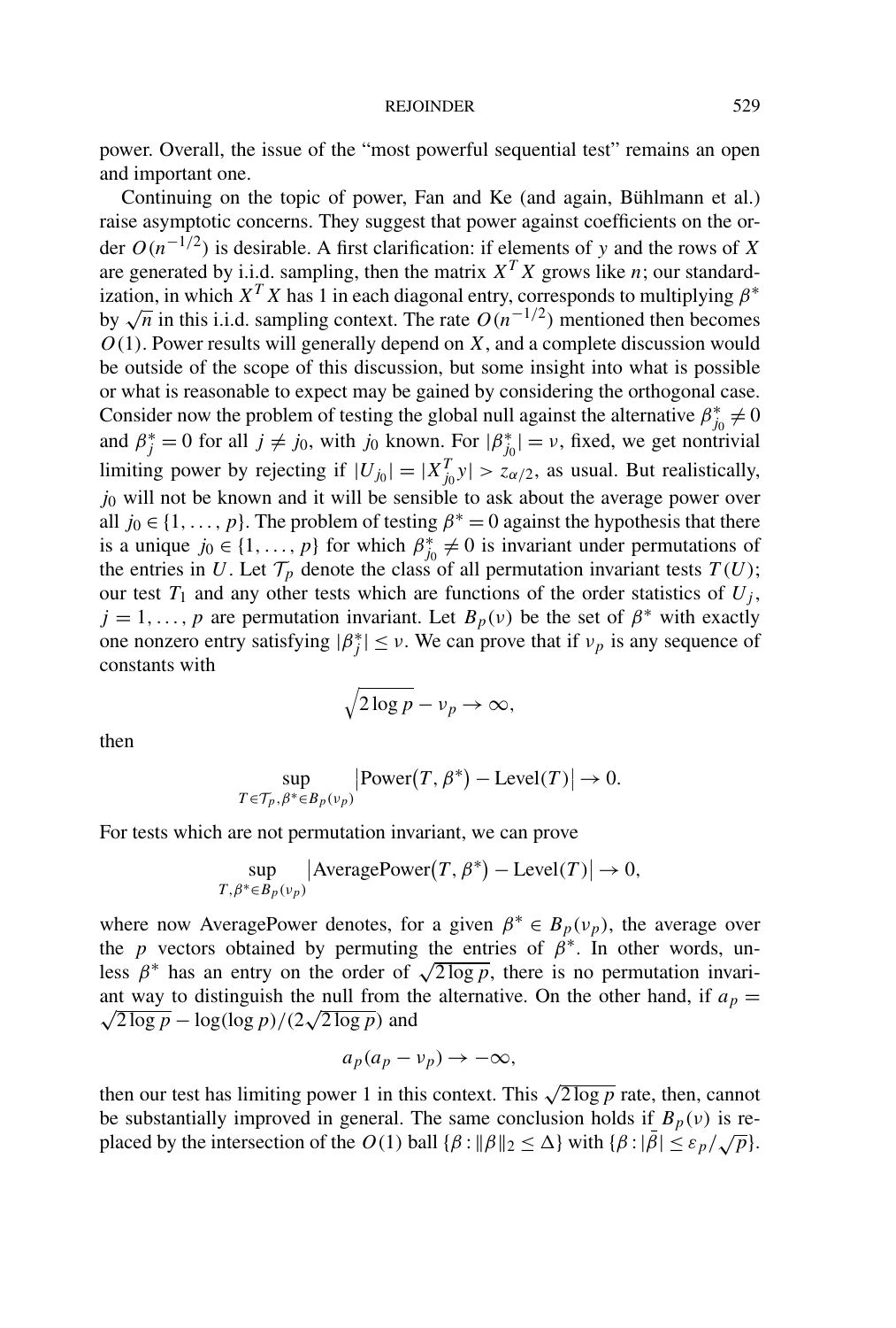power. Overall, the issue of the "most powerful sequential test" remains an open and important one.

Continuing on the topic of power, Fan and Ke (and again, Bühlmann et al.) raise asymptotic concerns. They suggest that power against coefficients on the order $O(n^{-1/2})$ is desirable. A first clarification: if elements of $y$ and the rows of $X$ are generated by i.i.d. sampling, then the matrix $X^T X$ grows like $n$; our standardization, in which $X^T X$ has 1 in each diagonal entry, corresponds to multiplying $\beta^*$ by $\sqrt{n}$ in this i.i.d. sampling context. The rate $O(n^{-1/2})$ mentioned then becomes $O(1)$. Power results will generally depend on $X$, and a complete discussion would be outside of the scope of this discussion, but some insight into what is possible or what is reasonable to expect may be gained by considering the orthogonal case. Consider now the problem of testing the global null against the alternative $\beta^*_{j_0} \neq 0$ and $\beta^*_j = 0$ for all $j \neq j_0$, with $j_0$ known. For $|\beta^*_{j_0}| = \nu$, fixed, we get nontrivial limiting power by rejecting if $|U_{j_0}| = |X^T_{j_0} y| > z_{\alpha/2}$, as usual. But realistically, $j_0$ will not be known and it will be sensible to ask about the average power over all $j_0 \in \{1, \ldots, p\}$. The problem of testing $\beta^* = 0$ against the hypothesis that there is a unique $j_0 \in \{1, \ldots, p\}$ for which $\beta^*_{j_0} \neq 0$ is invariant under permutations of the entries in $U$. Let $\mathcal{T}_p$ denote the class of all permutation invariant tests $T(U)$; our test $T_1$ and any other tests which are functions of the order statistics of $U_j$, $j = 1, \ldots, p$ are permutation invariant. Let $B_p(\nu)$ be the set of $\beta^*$ with exactly one nonzero entry satisfying $|\beta^*_j| \leq \nu$. We can prove that if $\nu_p$ is any sequence of constants with

$$\sqrt{2 \log p} - \nu_p \to \infty,$$

then

$$\sup_{T \in \mathcal{T}_p, \beta^* \in B_p(\nu_p)} \left| \text{Power}(T, \beta^*) - \text{Level}(T) \right| \to 0.$$

For tests which are not permutation invariant, we can prove

$$\sup_{T, \beta^* \in B_p(\nu_p)} \left| \text{AveragePower}(T, \beta^*) - \text{Level}(T) \right| \to 0,$$

where now AveragePower denotes, for a given $\beta^* \in B_p(\nu_p)$, the average over the $p$ vectors obtained by permuting the entries of $\beta^*$. In other words, unless $\beta^*$ has an entry on the order of $\sqrt{2 \log p}$, there is no permutation invariant way to distinguish the null from the alternative. On the other hand, if $a_p = \sqrt{2 \log p} - \log(\log p)/(2\sqrt{2 \log p})$ and

$$a_p(a_p - \nu_p) \to -\infty,$$

then our test has limiting power 1 in this context. This $\sqrt{2 \log p}$ rate, then, cannot be substantially improved in general. The same conclusion holds if $B_p(\nu)$ is replaced by the intersection of the $O(1)$ ball $\{\beta : \|\beta\|_2 \leq \Delta\}$ with $\{\beta : |\bar{\beta}| \leq \varepsilon_p/\sqrt{p}\}$.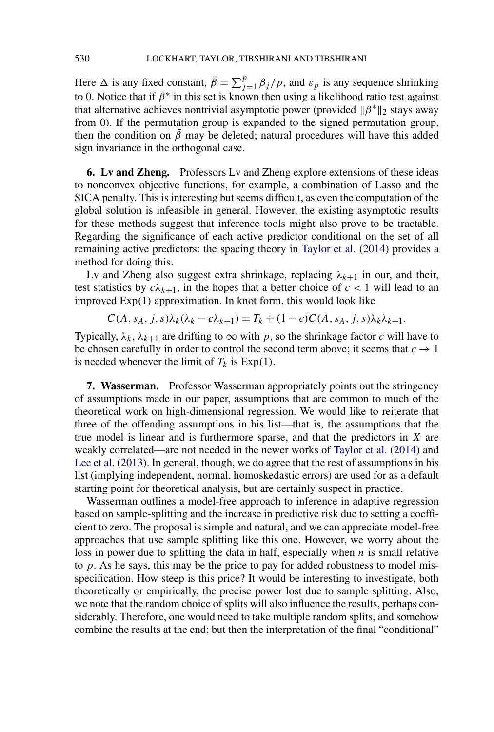Here $\Delta$ is any fixed constant, $\bar{\beta} = \sum_{j=1}^{p} \beta_j / p$, and $\varepsilon_p$ is any sequence shrinking to 0. Notice that if $\beta^*$ in this set is known then using a likelihood ratio test against that alternative achieves nontrivial asymptotic power (provided $\|\beta^*\|_2$ stays away from 0). If the permutation group is expanded to the signed permutation group, then the condition on $\bar{\beta}$ may be deleted; natural procedures will have this added sign invariance in the orthogonal case.

**6. Lv and Zheng.** Professors Lv and Zheng explore extensions of these ideas to nonconvex objective functions, for example, a combination of Lasso and the SICA penalty. This is interesting but seems difficult, as even the computation of the global solution is infeasible in general. However, the existing asymptotic results for these methods suggest that inference tools might also prove to be tractable. Regarding the significance of each active predictor conditional on the set of all remaining active predictors: the spacing theory in Taylor et al. (2014) provides a method for doing this.

Lv and Zheng also suggest extra shrinkage, replacing $\lambda_{k+1}$ in our, and their, test statistics by $c\lambda_{k+1}$, in the hopes that a better choice of $c < 1$ will lead to an improved Exp(1) approximation. In knot form, this would look like

$$C(A, s_A, j, s)\lambda_k(\lambda_k - c\lambda_{k+1}) = T_k + (1 - c)C(A, s_A, j, s)\lambda_k\lambda_{k+1}.$$

Typically, $\lambda_k, \lambda_{k+1}$ are drifting to $\infty$ with $p$, so the shrinkage factor $c$ will have to be chosen carefully in order to control the second term above; it seems that $c \to 1$ is needed whenever the limit of $T_k$ is Exp(1).

**7. Wasserman.** Professor Wasserman appropriately points out the stringency of assumptions made in our paper, assumptions that are common to much of the theoretical work on high-dimensional regression. We would like to reiterate that three of the offending assumptions in his list—that is, the assumptions that the true model is linear and is furthermore sparse, and that the predictors in $X$ are weakly correlated—are not needed in the newer works of Taylor et al. (2014) and Lee et al. (2013). In general, though, we do agree that the rest of assumptions in his list (implying independent, normal, homoskedastic errors) are used for as a default starting point for theoretical analysis, but are certainly suspect in practice.

Wasserman outlines a model-free approach to inference in adaptive regression based on sample-splitting and the increase in predictive risk due to setting a coefficient to zero. The proposal is simple and natural, and we can appreciate model-free approaches that use sample splitting like this one. However, we worry about the loss in power due to splitting the data in half, especially when $n$ is small relative to $p$. As he says, this may be the price to pay for added robustness to model misspecification. How steep is this price? It would be interesting to investigate, both theoretically or empirically, the precise power lost due to sample splitting. Also, we note that the random choice of splits will also influence the results, perhaps considerably. Therefore, one would need to take multiple random splits, and somehow combine the results at the end; but then the interpretation of the final "conditional"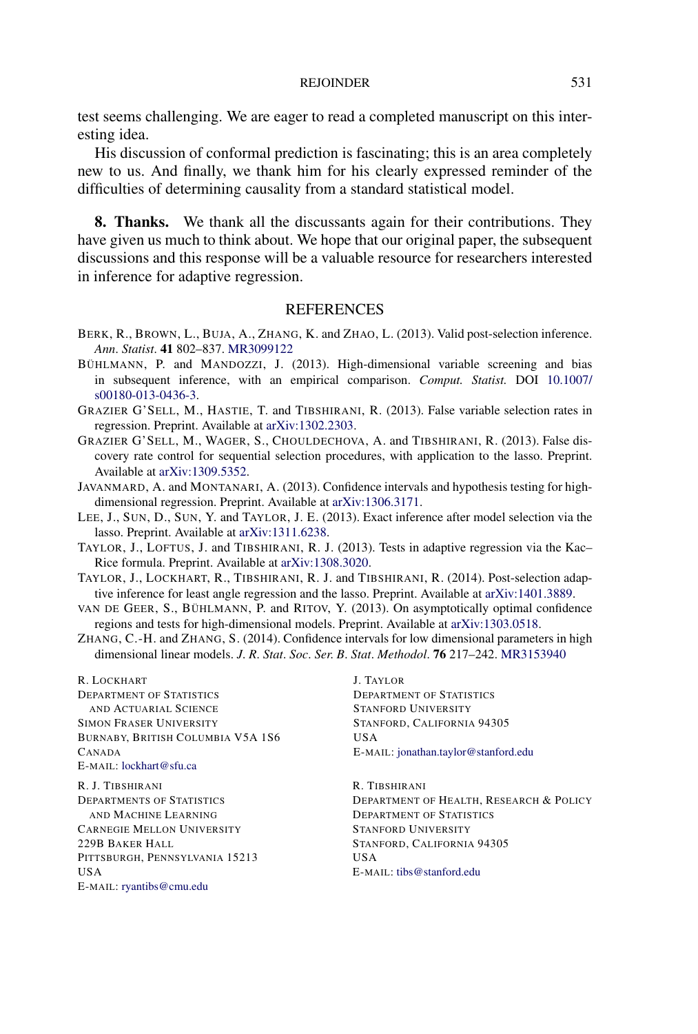test seems challenging. We are eager to read a completed manuscript on this interesting idea.

His discussion of conformal prediction is fascinating; this is an area completely new to us. And finally, we thank him for his clearly expressed reminder of the difficulties of determining causality from a standard statistical model.

**8. Thanks.** We thank all the discussants again for their contributions. They have given us much to think about. We hope that our original paper, the subsequent discussions and this response will be a valuable resource for researchers interested in inference for adaptive regression.

## REFERENCES

BERK, R., BROWN, L., BUJA, A., ZHANG, K. and ZHAO, L. (2013). Valid post-selection inference. *Ann. Statist.* **41** 802–837. MR3099122

BÜHLMANN, P. and MANDOZZI, J. (2013). High-dimensional variable screening and bias in subsequent inference, with an empirical comparison. *Comput. Statist.* DOI 10.1007/s00180-013-0436-3.

GRAZIER G'SELL, M., HASTIE, T. and TIBSHIRANI, R. (2013). False variable selection rates in regression. Preprint. Available at arXiv:1302.2303.

GRAZIER G'SELL, M., WAGER, S., CHOULDECHOVA, A. and TIBSHIRANI, R. (2013). False discovery rate control for sequential selection procedures, with application to the lasso. Preprint. Available at arXiv:1309.5352.

JAVANMARD, A. and MONTANARI, A. (2013). Confidence intervals and hypothesis testing for high-dimensional regression. Preprint. Available at arXiv:1306.3171.

LEE, J., SUN, D., SUN, Y. and TAYLOR, J. E. (2013). Exact inference after model selection via the lasso. Preprint. Available at arXiv:1311.6238.

TAYLOR, J., LOFTUS, J. and TIBSHIRANI, R. J. (2013). Tests in adaptive regression via the Kac–Rice formula. Preprint. Available at arXiv:1308.3020.

TAYLOR, J., LOCKHART, R., TIBSHIRANI, R. J. and TIBSHIRANI, R. (2014). Post-selection adaptive inference for least angle regression and the lasso. Preprint. Available at arXiv:1401.3889.

VAN DE GEER, S., BÜHLMANN, P. and RITOV, Y. (2013). On asymptotically optimal confidence regions and tests for high-dimensional models. Preprint. Available at arXiv:1303.0518.

ZHANG, C.-H. and ZHANG, S. (2014). Confidence intervals for low dimensional parameters in high dimensional linear models. *J. R. Stat. Soc. Ser. B. Stat. Methodol.* **76** 217–242. MR3153940

R. LOCKHART
DEPARTMENT OF STATISTICS
AND ACTUARIAL SCIENCE
SIMON FRASER UNIVERSITY
BURNABY, BRITISH COLUMBIA V5A 1S6
CANADA
E-MAIL: lockhart@sfu.ca

J. TAYLOR
DEPARTMENT OF STATISTICS
STANFORD UNIVERSITY
STANFORD, CALIFORNIA 94305
USA
E-MAIL: jonathan.taylor@stanford.edu

R. J. TIBSHIRANI
DEPARTMENTS OF STATISTICS
AND MACHINE LEARNING
CARNEGIE MELLON UNIVERSITY
229B BAKER HALL
PITTSBURGH, PENNSYLVANIA 15213
USA
E-MAIL: ryantibs@cmu.edu

R. TIBSHIRANI
DEPARTMENT OF HEALTH, RESEARCH & POLICY
DEPARTMENT OF STATISTICS
STANFORD UNIVERSITY
STANFORD, CALIFORNIA 94305
USA
E-MAIL: tibs@stanford.edu